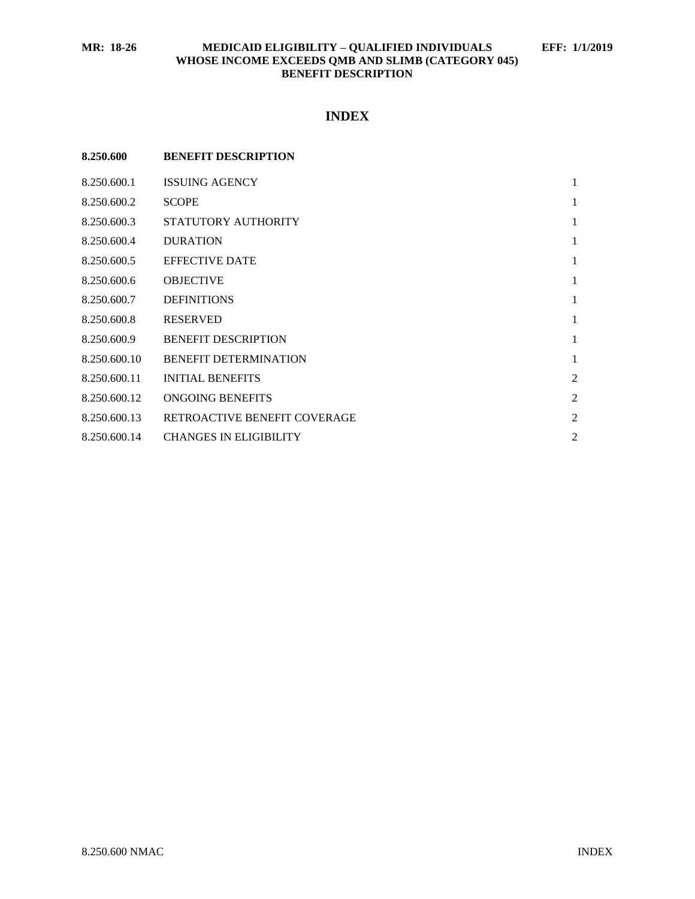# INDEX

| 8.250.600 | BENEFIT DESCRIPTION | |
|---|---|---|
| 8.250.600.1 | ISSUING AGENCY | 1 |
| 8.250.600.2 | SCOPE | 1 |
| 8.250.600.3 | STATUTORY AUTHORITY | 1 |
| 8.250.600.4 | DURATION | 1 |
| 8.250.600.5 | EFFECTIVE DATE | 1 |
| 8.250.600.6 | OBJECTIVE | 1 |
| 8.250.600.7 | DEFINITIONS | 1 |
| 8.250.600.8 | RESERVED | 1 |
| 8.250.600.9 | BENEFIT DESCRIPTION | 1 |
| 8.250.600.10 | BENEFIT DETERMINATION | 1 |
| 8.250.600.11 | INITIAL BENEFITS | 2 |
| 8.250.600.12 | ONGOING BENEFITS | 2 |
| 8.250.600.13 | RETROACTIVE BENEFIT COVERAGE | 2 |
| 8.250.600.14 | CHANGES IN ELIGIBILITY | 2 |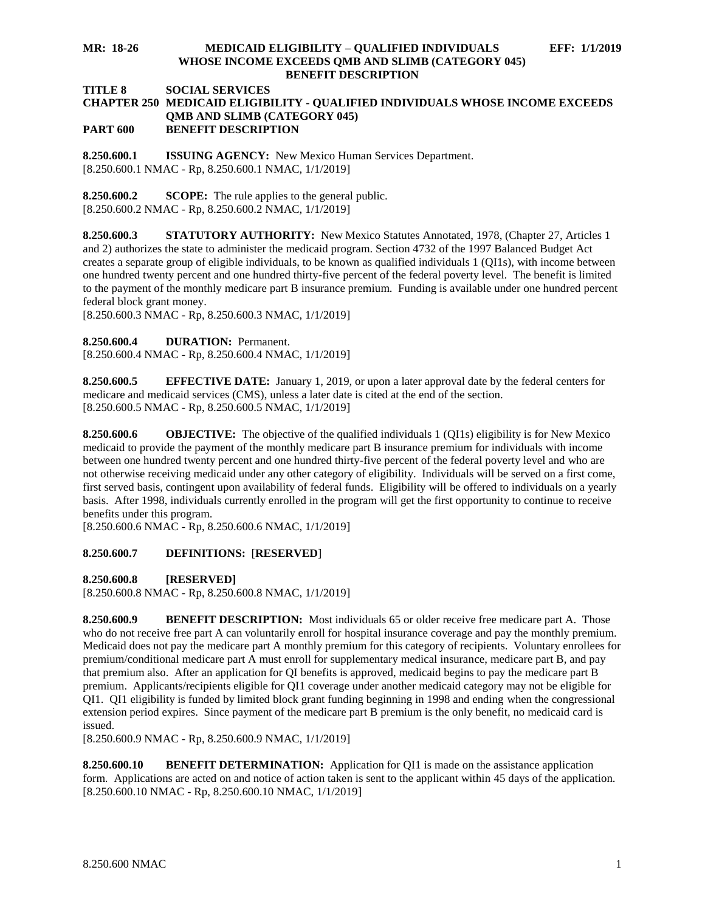**MR: 18-26 MEDICAID ELIGIBILITY – QUALIFIED INDIVIDUALS WHOSE INCOME EXCEEDS QMB AND SLIMB (CATEGORY 045) BENEFIT DESCRIPTION EFF: 1/1/2019**

**TITLE 8 SOCIAL SERVICES**
**CHAPTER 250 MEDICAID ELIGIBILITY - QUALIFIED INDIVIDUALS WHOSE INCOME EXCEEDS QMB AND SLIMB (CATEGORY 045)**
**PART 600 BENEFIT DESCRIPTION**

**8.250.600.1 ISSUING AGENCY:** New Mexico Human Services Department.
[8.250.600.1 NMAC - Rp, 8.250.600.1 NMAC, 1/1/2019]

**8.250.600.2 SCOPE:** The rule applies to the general public.
[8.250.600.2 NMAC - Rp, 8.250.600.2 NMAC, 1/1/2019]

**8.250.600.3 STATUTORY AUTHORITY:** New Mexico Statutes Annotated, 1978, (Chapter 27, Articles 1 and 2) authorizes the state to administer the medicaid program. Section 4732 of the 1997 Balanced Budget Act creates a separate group of eligible individuals, to be known as qualified individuals 1 (QI1s), with income between one hundred twenty percent and one hundred thirty-five percent of the federal poverty level. The benefit is limited to the payment of the monthly medicare part B insurance premium. Funding is available under one hundred percent federal block grant money.
[8.250.600.3 NMAC - Rp, 8.250.600.3 NMAC, 1/1/2019]

**8.250.600.4 DURATION:** Permanent.
[8.250.600.4 NMAC - Rp, 8.250.600.4 NMAC, 1/1/2019]

**8.250.600.5 EFFECTIVE DATE:** January 1, 2019, or upon a later approval date by the federal centers for medicare and medicaid services (CMS), unless a later date is cited at the end of the section.
[8.250.600.5 NMAC - Rp, 8.250.600.5 NMAC, 1/1/2019]

**8.250.600.6 OBJECTIVE:** The objective of the qualified individuals 1 (QI1s) eligibility is for New Mexico medicaid to provide the payment of the monthly medicare part B insurance premium for individuals with income between one hundred twenty percent and one hundred thirty-five percent of the federal poverty level and who are not otherwise receiving medicaid under any other category of eligibility. Individuals will be served on a first come, first served basis, contingent upon availability of federal funds. Eligibility will be offered to individuals on a yearly basis. After 1998, individuals currently enrolled in the program will get the first opportunity to continue to receive benefits under this program.
[8.250.600.6 NMAC - Rp, 8.250.600.6 NMAC, 1/1/2019]

**8.250.600.7 DEFINITIONS:** [**RESERVED**]

**8.250.600.8 [RESERVED]**
[8.250.600.8 NMAC - Rp, 8.250.600.8 NMAC, 1/1/2019]

**8.250.600.9 BENEFIT DESCRIPTION:** Most individuals 65 or older receive free medicare part A. Those who do not receive free part A can voluntarily enroll for hospital insurance coverage and pay the monthly premium. Medicaid does not pay the medicare part A monthly premium for this category of recipients. Voluntary enrollees for premium/conditional medicare part A must enroll for supplementary medical insurance, medicare part B, and pay that premium also. After an application for QI benefits is approved, medicaid begins to pay the medicare part B premium. Applicants/recipients eligible for QI1 coverage under another medicaid category may not be eligible for QI1. QI1 eligibility is funded by limited block grant funding beginning in 1998 and ending when the congressional extension period expires. Since payment of the medicare part B premium is the only benefit, no medicaid card is issued.
[8.250.600.9 NMAC - Rp, 8.250.600.9 NMAC, 1/1/2019]

**8.250.600.10 BENEFIT DETERMINATION:** Application for QI1 is made on the assistance application form. Applications are acted on and notice of action taken is sent to the applicant within 45 days of the application.
[8.250.600.10 NMAC - Rp, 8.250.600.10 NMAC, 1/1/2019]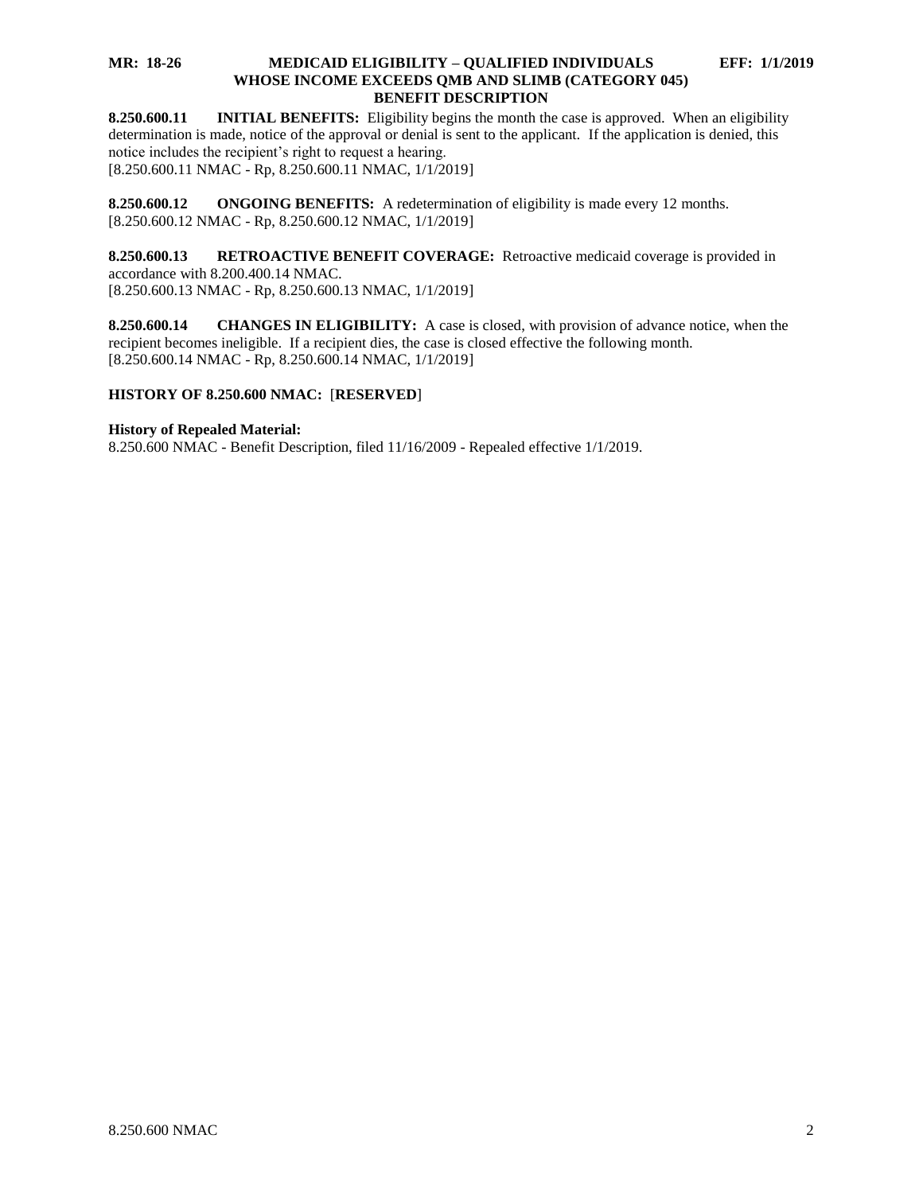**8.250.600.11 INITIAL BENEFITS:** Eligibility begins the month the case is approved. When an eligibility determination is made, notice of the approval or denial is sent to the applicant. If the application is denied, this notice includes the recipient's right to request a hearing.
[8.250.600.11 NMAC - Rp, 8.250.600.11 NMAC, 1/1/2019]

**8.250.600.12 ONGOING BENEFITS:** A redetermination of eligibility is made every 12 months.
[8.250.600.12 NMAC - Rp, 8.250.600.12 NMAC, 1/1/2019]

**8.250.600.13 RETROACTIVE BENEFIT COVERAGE:** Retroactive medicaid coverage is provided in accordance with 8.200.400.14 NMAC.
[8.250.600.13 NMAC - Rp, 8.250.600.13 NMAC, 1/1/2019]

**8.250.600.14 CHANGES IN ELIGIBILITY:** A case is closed, with provision of advance notice, when the recipient becomes ineligible. If a recipient dies, the case is closed effective the following month.
[8.250.600.14 NMAC - Rp, 8.250.600.14 NMAC, 1/1/2019]

**HISTORY OF 8.250.600 NMAC:** [**RESERVED**]

**History of Repealed Material:**
8.250.600 NMAC - Benefit Description, filed 11/16/2009 - Repealed effective 1/1/2019.